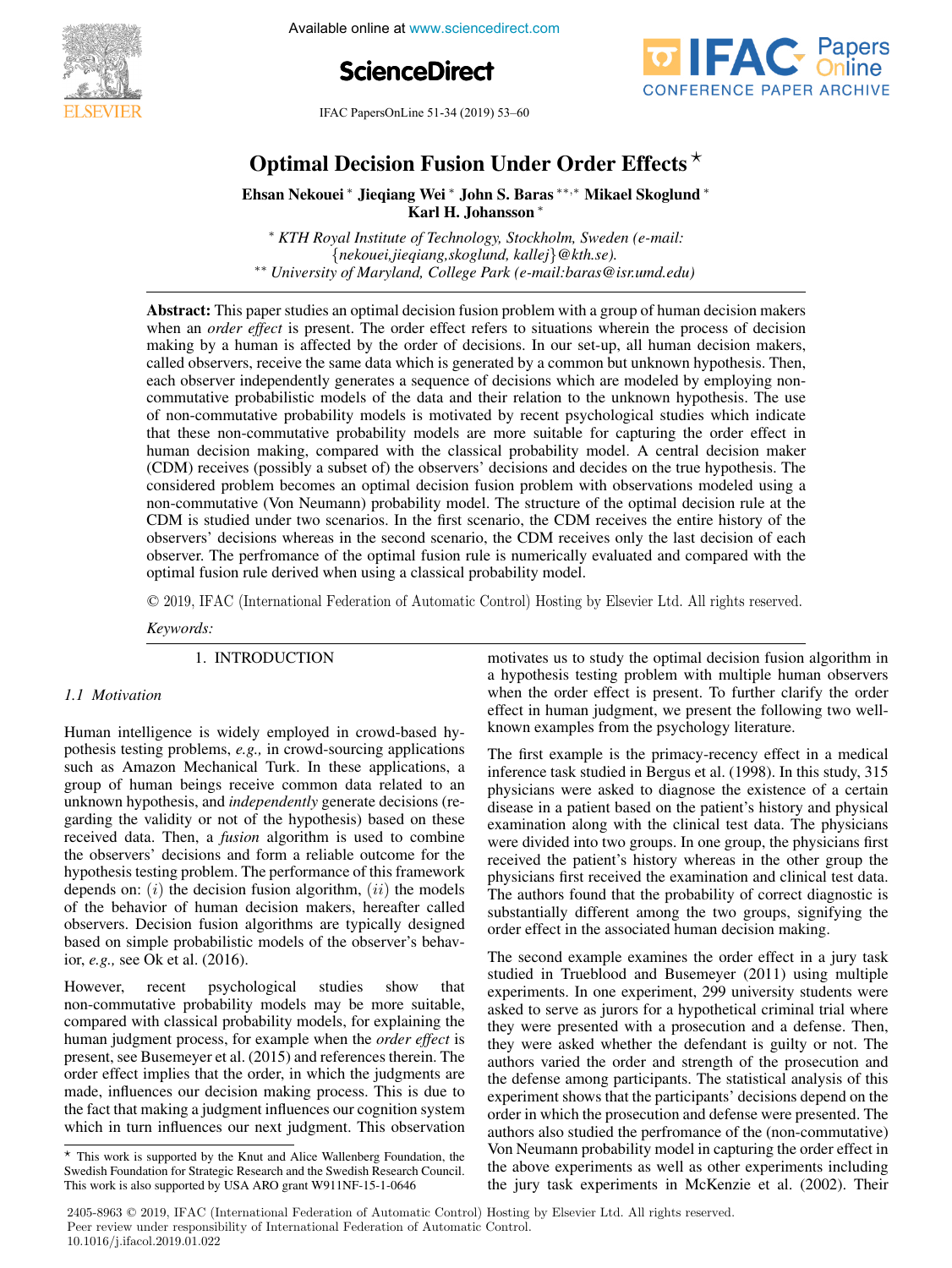# Optimal Decision Fusion Under Order Effects ⋆

**Ehsan Nekouei** * **Jieqiang Wei** * **John S. Baras** **,* **Mikael Skoglund** * **Karl H. Johansson** *

\* *KTH Royal Institute of Technology, Stockholm, Sweden (e-mail: {nekouei,jieqiang,skoglund, kallej}@kth.se).*
\*\* *University of Maryland, College Park (e-mail:baras@isr.umd.edu)*

**Abstract:** This paper studies an optimal decision fusion problem with a group of human decision makers when an *order effect* is present. The order effect refers to situations wherein the process of decision making by a human is affected by the order of decisions. In our set-up, all human decision makers, called observers, receive the same data which is generated by a common but unknown hypothesis. Then, each observer independently generates a sequence of decisions which are modeled by employing non-commutative probabilistic models of the data and their relation to the unknown hypothesis. The use of non-commutative probability models is motivated by recent psychological studies which indicate that these non-commutative probability models are more suitable for capturing the order effect in human decision making, compared with the classical probability model. A central decision maker (CDM) receives (possibly a subset of) the observers' decisions and decides on the true hypothesis. The considered problem becomes an optimal decision fusion problem with observations modeled using a non-commutative (Von Neumann) probability model. The structure of the optimal decision rule at the CDM is studied under two scenarios. In the first scenario, the CDM receives the entire history of the observers' decisions whereas in the second scenario, the CDM receives only the last decision of each observer. The perfromance of the optimal fusion rule is numerically evaluated and compared with the optimal fusion rule derived when using a classical probability model.

© 2019, IFAC (International Federation of Automatic Control) Hosting by Elsevier Ltd. All rights reserved.

*Keywords:*

## 1. INTRODUCTION

### 1.1 Motivation

Human intelligence is widely employed in crowd-based hypothesis testing problems, *e.g.,* in crowd-sourcing applications such as Amazon Mechanical Turk. In these applications, a group of human beings receive common data related to an unknown hypothesis, and *independently* generate decisions (regarding the validity or not of the hypothesis) based on these received data. Then, a *fusion* algorithm is used to combine the observers' decisions and form a reliable outcome for the hypothesis testing problem. The performance of this framework depends on: $(i)$ the decision fusion algorithm, $(ii)$ the models of the behavior of human decision makers, hereafter called observers. Decision fusion algorithms are typically designed based on simple probabilistic models of the observer's behavior, *e.g.,* see Ok et al. (2016).

However, recent psychological studies show that non-commutative probability models may be more suitable, compared with classical probability models, for explaining the human judgment process, for example when the *order effect* is present, see Busemeyer et al. (2015) and references therein. The order effect implies that the order, in which the judgments are made, influences our decision making process. This is due to the fact that making a judgment influences our cognition system which in turn influences our next judgment. This observation motivates us to study the optimal decision fusion algorithm in a hypothesis testing problem with multiple human observers when the order effect is present. To further clarify the order effect in human judgment, we present the following two well-known examples from the psychology literature.

The first example is the primacy-recency effect in a medical inference task studied in Bergus et al. (1998). In this study, 315 physicians were asked to diagnose the existence of a certain disease in a patient based on the patient's history and physical examination along with the clinical test data. The physicians were divided into two groups. In one group, the physicians first received the patient's history whereas in the other group the physicians first received the examination and clinical test data. The authors found that the probability of correct diagnostic is substantially different among the two groups, signifying the order effect in the associated human decision making.

The second example examines the order effect in a jury task studied in Trueblood and Busemeyer (2011) using multiple experiments. In one experiment, 299 university students were asked to serve as jurors for a hypothetical criminal trial where they were presented with a prosecution and a defense. Then, they were asked whether the defendant is guilty or not. The authors varied the order and strength of the prosecution and the defense among participants. The statistical analysis of this experiment shows that the participants' decisions depend on the order in which the prosecution and defense were presented. The authors also studied the perfromance of the (non-commutative) Von Neumann probability model in capturing the order effect in the above experiments as well as other experiments including the jury task experiments in McKenzie et al. (2002). Their

⋆ This work is supported by the Knut and Alice Wallenberg Foundation, the Swedish Foundation for Strategic Research and the Swedish Research Council. This work is also supported by USA ARO grant W911NF-15-1-0646

2405-8963 © 2019, IFAC (International Federation of Automatic Control) Hosting by Elsevier Ltd. All rights reserved.
Peer review under responsibility of International Federation of Automatic Control.
10.1016/j.ifacol.2019.01.022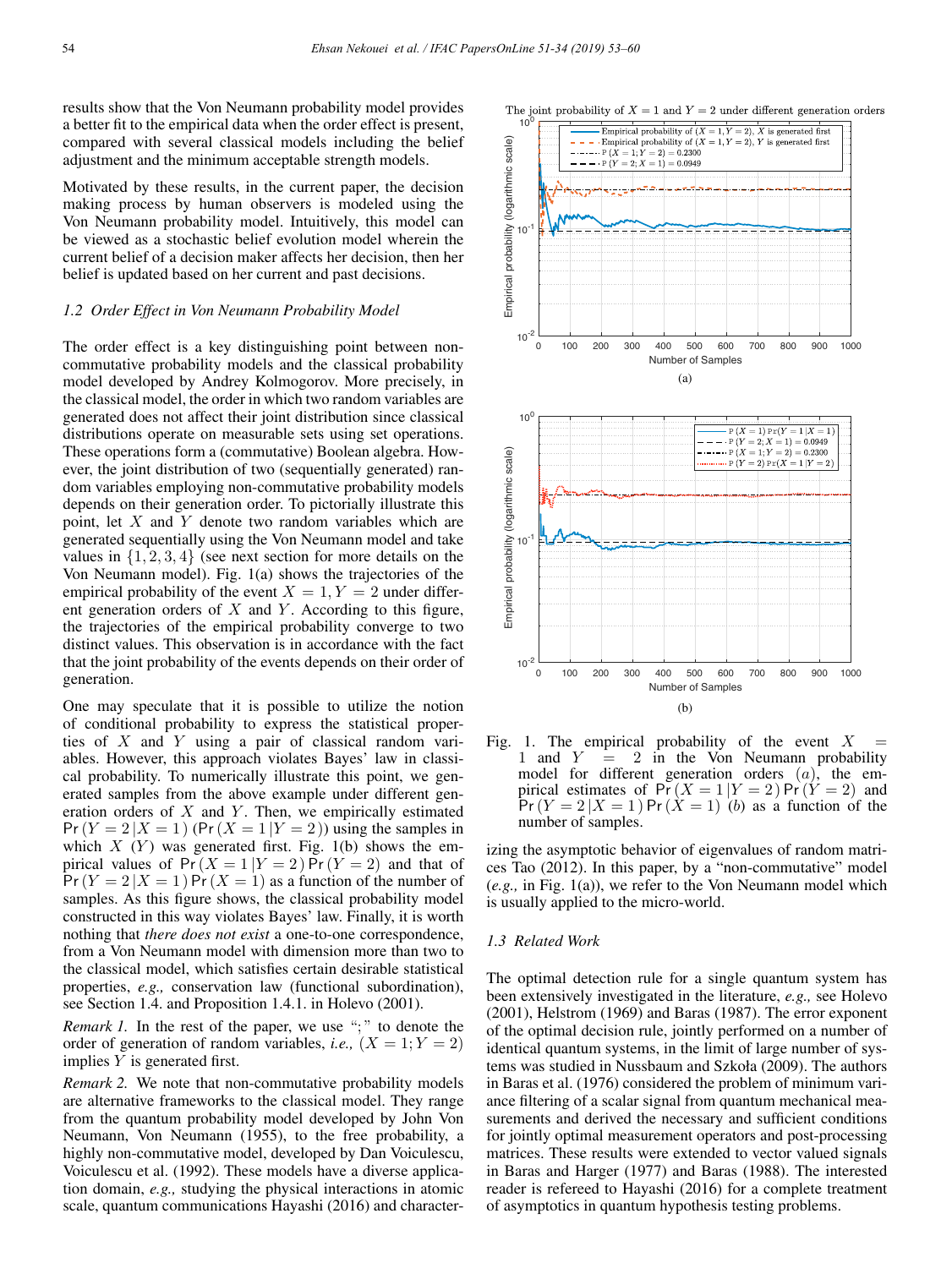results show that the Von Neumann probability model provides a better fit to the empirical data when the order effect is present, compared with several classical models including the belief adjustment and the minimum acceptable strength models.

Motivated by these results, in the current paper, the decision making process by human observers is modeled using the Von Neumann probability model. Intuitively, this model can be viewed as a stochastic belief evolution model wherein the current belief of a decision maker affects her decision, then her belief is updated based on her current and past decisions.

### 1.2 Order Effect in Von Neumann Probability Model

The order effect is a key distinguishing point between non-commutative probability models and the classical probability model developed by Andrey Kolmogorov. More precisely, in the classical model, the order in which two random variables are generated does not affect their joint distribution since classical distributions operate on measurable sets using set operations. These operations form a (commutative) Boolean algebra. However, the joint distribution of two (sequentially generated) random variables employing non-commutative probability models depends on their generation order. To pictorially illustrate this point, let $X$ and $Y$ denote two random variables which are generated sequentially using the Von Neumann model and take values in $\{1, 2, 3, 4\}$ (see next section for more details on the Von Neumann model). Fig. 1(a) shows the trajectories of the empirical probability of the event $X = 1, Y = 2$ under different generation orders of $X$ and $Y$. According to this figure, the trajectories of the empirical probability converge to two distinct values. This observation is in accordance with the fact that the joint probability of the events depends on their order of generation.

One may speculate that it is possible to utilize the notion of conditional probability to express the statistical properties of $X$ and $Y$ using a pair of classical random variables. However, this approach violates Bayes' law in classical probability. To numerically illustrate this point, we generated samples from the above example under different generation orders of $X$ and $Y$. Then, we empirically estimated $\Pr(Y = 2 | X = 1)$ ($\Pr(X = 1 | Y = 2)$) using the samples in which $X$ ($Y$) was generated first. Fig. 1(b) shows the empirical values of $\Pr(X = 1 | Y = 2) \Pr(Y = 2)$ and that of $\Pr(Y = 2 | X = 1) \Pr(X = 1)$ as a function of the number of samples. As this figure shows, the classical probability model constructed in this way violates Bayes' law. Finally, it is worth nothing that *there does not exist* a one-to-one correspondence, from a Von Neumann model with dimension more than two to the classical model, which satisfies certain desirable statistical properties, *e.g.,* conservation law (functional subordination), see Section 1.4. and Proposition 1.4.1. in Holevo (2001).

*Remark 1.* In the rest of the paper, we use ";" to denote the order of generation of random variables, *i.e.,* $(X = 1; Y = 2)$ implies $Y$ is generated first.

*Remark 2.* We note that non-commutative probability models are alternative frameworks to the classical model. They range from the quantum probability model developed by John Von Neumann, Von Neumann (1955), to the free probability, a highly non-commutative model, developed by Dan Voiculescu, Voiculescu et al. (1992). These models have a diverse application domain, *e.g.,* studying the physical interactions in atomic scale, quantum communications Hayashi (2016) and characterizing the asymptotic behavior of eigenvalues of random matrices Tao (2012). In this paper, by a "non-commutative" model (*e.g.,* in Fig. 1(a)), we refer to the Von Neumann model which is usually applied to the micro-world.

Fig. 1. The empirical probability of the event $X = 1$ and $Y = 2$ in the Von Neumann probability model for different generation orders $(a)$, the empirical estimates of $\Pr(X = 1 | Y = 2) \Pr(Y = 2)$ and $\Pr(Y = 2 | X = 1) \Pr(X = 1)$ $(b)$ as a function of the number of samples.

### 1.3 Related Work

The optimal detection rule for a single quantum system has been extensively investigated in the literature, *e.g.,* see Holevo (2001), Helstrom (1969) and Baras (1987). The error exponent of the optimal decision rule, jointly performed on a number of identical quantum systems, in the limit of large number of systems was studied in Nussbaum and Szkoła (2009). The authors in Baras et al. (1976) considered the problem of minimum variance filtering of a scalar signal from quantum mechanical measurements and derived the necessary and sufficient conditions for jointly optimal measurement operators and post-processing matrices. These results were extended to vector valued signals in Baras and Harger (1977) and Baras (1988). The interested reader is refereed to Hayashi (2016) for a complete treatment of asymptotics in quantum hypothesis testing problems.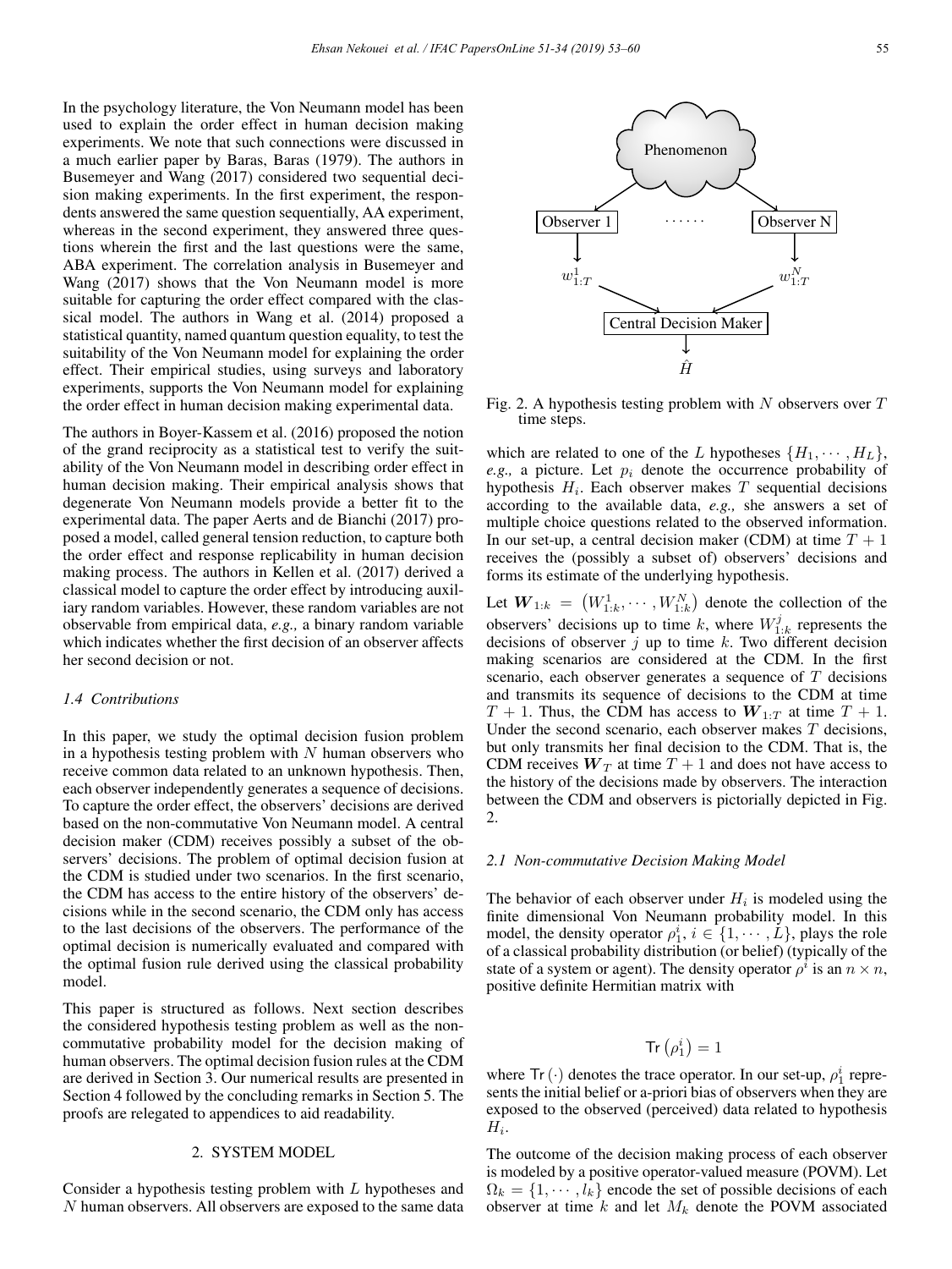In the psychology literature, the Von Neumann model has been used to explain the order effect in human decision making experiments. We note that such connections were discussed in a much earlier paper by Baras, Baras (1979). The authors in Busemeyer and Wang (2017) considered two sequential decision making experiments. In the first experiment, the respondents answered the same question sequentially, AA experiment, whereas in the second experiment, they answered three questions wherein the first and the last questions were the same, ABA experiment. The correlation analysis in Busemeyer and Wang (2017) shows that the Von Neumann model is more suitable for capturing the order effect compared with the classical model. The authors in Wang et al. (2014) proposed a statistical quantity, named quantum question equality, to test the suitability of the Von Neumann model for explaining the order effect. Their empirical studies, using surveys and laboratory experiments, supports the Von Neumann model for explaining the order effect in human decision making experimental data.

The authors in Boyer-Kassem et al. (2016) proposed the notion of the grand reciprocity as a statistical test to verify the suitability of the Von Neumann model in describing order effect in human decision making. Their empirical analysis shows that degenerate Von Neumann models provide a better fit to the experimental data. The paper Aerts and de Bianchi (2017) proposed a model, called general tension reduction, to capture both the order effect and response replicability in human decision making process. The authors in Kellen et al. (2017) derived a classical model to capture the order effect by introducing auxiliary random variables. However, these random variables are not observable from empirical data, *e.g.,* a binary random variable which indicates whether the first decision of an observer affects her second decision or not.

### *1.4 Contributions*

In this paper, we study the optimal decision fusion problem in a hypothesis testing problem with $N$ human observers who receive common data related to an unknown hypothesis. Then, each observer independently generates a sequence of decisions. To capture the order effect, the observers' decisions are derived based on the non-commutative Von Neumann model. A central decision maker (CDM) receives possibly a subset of the observers' decisions. The problem of optimal decision fusion at the CDM is studied under two scenarios. In the first scenario, the CDM has access to the entire history of the observers' decisions while in the second scenario, the CDM only has access to the last decisions of the observers. The performance of the optimal decision is numerically evaluated and compared with the optimal fusion rule derived using the classical probability model.

This paper is structured as follows. Next section describes the considered hypothesis testing problem as well as the non-commutative probability model for the decision making of human observers. The optimal decision fusion rules at the CDM are derived in Section 3. Our numerical results are presented in Section 4 followed by the concluding remarks in Section 5. The proofs are relegated to appendices to aid readability.

## 2. SYSTEM MODEL

Consider a hypothesis testing problem with $L$ hypotheses and $N$ human observers. All observers are exposed to the same data which are related to one of the $L$ hypotheses $\{H_1, \cdots, H_L\}$, *e.g.,* a picture. Let $p_i$ denote the occurrence probability of hypothesis $H_i$. Each observer makes $T$ sequential decisions according to the available data, *e.g.,* she answers a set of multiple choice questions related to the observed information. In our set-up, a central decision maker (CDM) at time $T+1$ receives the (possibly a subset of) observers' decisions and forms its estimate of the underlying hypothesis.

Fig. 2. A hypothesis testing problem with $N$ observers over $T$ time steps.

Let $\boldsymbol{W}_{1:k} = \left(W_{1:k}^1, \cdots, W_{1:k}^N\right)$ denote the collection of the observers' decisions up to time $k$, where $W_{1:k}^j$ represents the decisions of observer $j$ up to time $k$. Two different decision making scenarios are considered at the CDM. In the first scenario, each observer generates a sequence of $T$ decisions and transmits its sequence of decisions to the CDM at time $T+1$. Thus, the CDM has access to $\boldsymbol{W}_{1:T}$ at time $T+1$. Under the second scenario, each observer makes $T$ decisions, but only transmits her final decision to the CDM. That is, the CDM receives $\boldsymbol{W}_T$ at time $T+1$ and does not have access to the history of the decisions made by observers. The interaction between the CDM and observers is pictorially depicted in Fig. 2.

### *2.1 Non-commutative Decision Making Model*

The behavior of each observer under $H_i$ is modeled using the finite dimensional Von Neumann probability model. In this model, the density operator $\rho_1^i$, $i \in \{1, \cdots, L\}$, plays the role of a classical probability distribution (or belief) (typically of the state of a system or agent). The density operator $\rho^i$ is an $n \times n$, positive definite Hermitian matrix with

$$\mathsf{Tr}\left(\rho_1^i\right) = 1$$

where $\mathsf{Tr}(\cdot)$ denotes the trace operator. In our set-up, $\rho_1^i$ represents the initial belief or a-priori bias of observers when they are exposed to the observed (perceived) data related to hypothesis $H_i$.

The outcome of the decision making process of each observer is modeled by a positive operator-valued measure (POVM). Let $\Omega_k = \{1, \cdots, l_k\}$ encode the set of possible decisions of each observer at time $k$ and let $M_k$ denote the POVM associated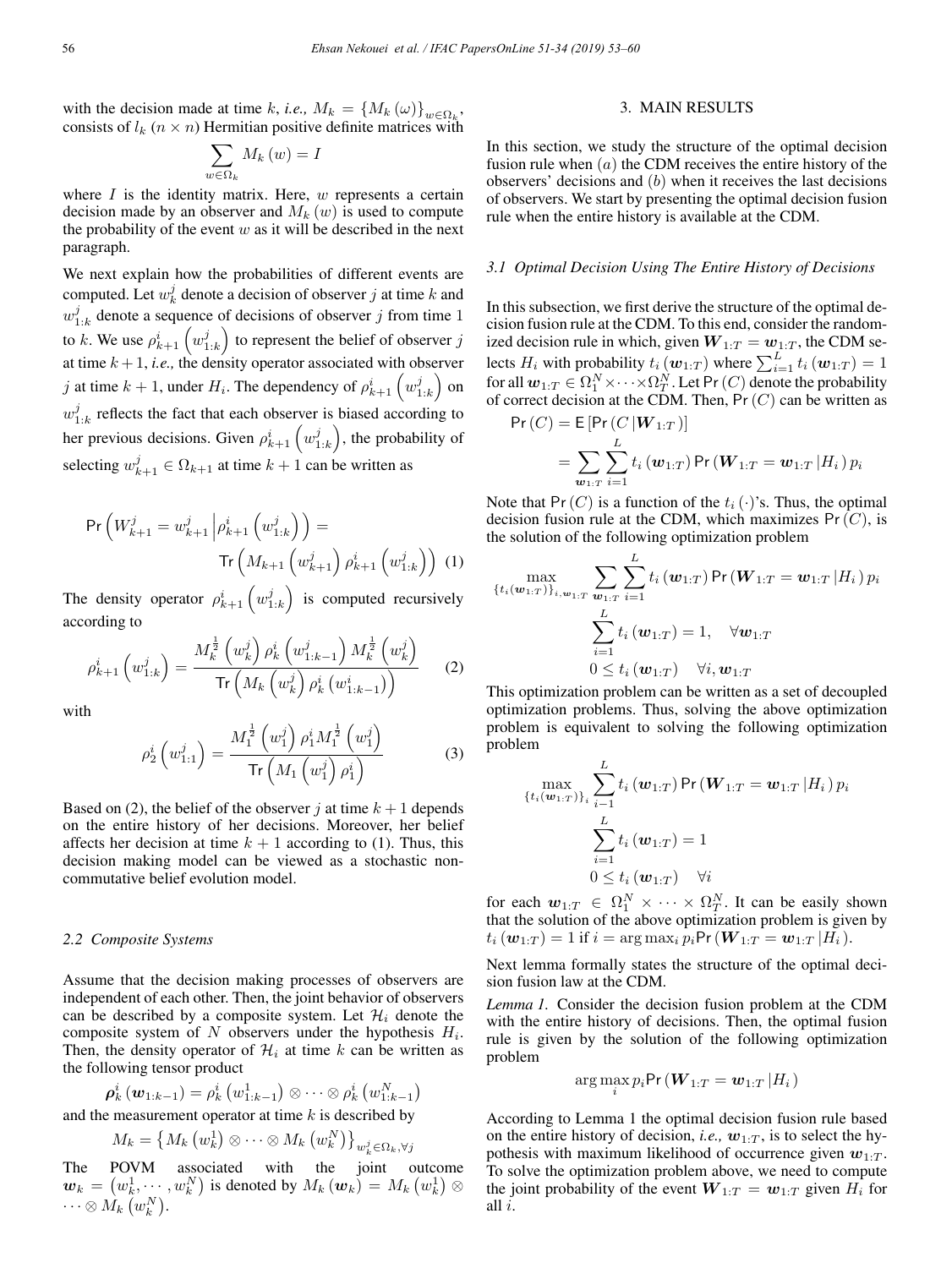with the decision made at time $k$, *i.e.,* $M_k = \{M_k(\omega)\}_{w \in \Omega_k}$, consists of $l_k$ $(n \times n)$ Hermitian positive definite matrices with

$$\sum_{w \in \Omega_k} M_k(w) = I$$

where $I$ is the identity matrix. Here, $w$ represents a certain decision made by an observer and $M_k(w)$ is used to compute the probability of the event $w$ as it will be described in the next paragraph.

We next explain how the probabilities of different events are computed. Let $w_k^j$ denote a decision of observer $j$ at time $k$ and $w_{1:k}^j$ denote a sequence of decisions of observer $j$ from time 1 to $k$. We use $\rho_{k+1}^i\left(w_{1:k}^j\right)$ to represent the belief of observer $j$ at time $k+1$, *i.e.,* the density operator associated with observer $j$ at time $k+1$, under $H_i$. The dependency of $\rho_{k+1}^i\left(w_{1:k}^j\right)$ on $w_{1:k}^j$ reflects the fact that each observer is biased according to her previous decisions. Given $\rho_{k+1}^i\left(w_{1:k}^j\right)$, the probability of selecting $w_{k+1}^j \in \Omega_{k+1}$ at time $k+1$ can be written as

$$\Pr\left(W_{k+1}^j = w_{k+1}^j \middle| \rho_{k+1}^i\left(w_{1:k}^j\right)\right) = \mathsf{Tr}\left(M_{k+1}\left(w_{k+1}^j\right)\rho_{k+1}^i\left(w_{1:k}^j\right)\right) \quad (1)$$

The density operator $\rho_{k+1}^i\left(w_{1:k}^j\right)$ is computed recursively according to

$$\rho_{k+1}^i\left(w_{1:k}^j\right) = \frac{M_k^{\frac{1}{2}}\left(w_k^j\right)\rho_k^i\left(w_{1:k-1}^j\right)M_k^{\frac{1}{2}}\left(w_k^j\right)}{\mathsf{Tr}\left(M_k\left(w_k^j\right)\rho_k^i\left(w_{1:k-1}^i\right)\right)} \quad (2)$$

with

$$\rho_2^i\left(w_{1:1}^j\right) = \frac{M_1^{\frac{1}{2}}\left(w_1^j\right)\rho_1^i M_1^{\frac{1}{2}}\left(w_1^j\right)}{\mathsf{Tr}\left(M_1\left(w_1^j\right)\rho_1^i\right)} \quad (3)$$

Based on (2), the belief of the observer $j$ at time $k+1$ depends on the entire history of her decisions. Moreover, her belief affects her decision at time $k+1$ according to (1). Thus, this decision making model can be viewed as a stochastic non-commutative belief evolution model.

### 2.2 Composite Systems

Assume that the decision making processes of observers are independent of each other. Then, the joint behavior of observers can be described by a composite system. Let $\mathcal{H}_i$ denote the composite system of $N$ observers under the hypothesis $H_i$. Then, the density operator of $\mathcal{H}_i$ at time $k$ can be written as the following tensor product

$$\boldsymbol{\rho}_k^i(\boldsymbol{w}_{1:k-1}) = \rho_k^i\left(w_{1:k-1}^1\right) \otimes \cdots \otimes \rho_k^i\left(w_{1:k-1}^N\right)$$

and the measurement operator at time $k$ is described by

$$M_k = \left\{M_k\left(w_k^1\right) \otimes \cdots \otimes M_k\left(w_k^N\right)\right\}_{w_k^j \in \Omega_k, \forall j}$$

The POVM associated with the joint outcome $\boldsymbol{w}_k = \left(w_k^1, \cdots, w_k^N\right)$ is denoted by $M_k(\boldsymbol{w}_k) = M_k\left(w_k^1\right) \otimes \cdots \otimes M_k\left(w_k^N\right)$.

## 3. MAIN RESULTS

In this section, we study the structure of the optimal decision fusion rule when $(a)$ the CDM receives the entire history of the observers' decisions and $(b)$ when it receives the last decisions of observers. We start by presenting the optimal decision fusion rule when the entire history is available at the CDM.

### 3.1 Optimal Decision Using The Entire History of Decisions

In this subsection, we first derive the structure of the optimal decision fusion rule at the CDM. To this end, consider the randomized decision rule in which, given $\boldsymbol{W}_{1:T} = \boldsymbol{w}_{1:T}$, the CDM selects $H_i$ with probability $t_i(\boldsymbol{w}_{1:T})$ where $\sum_{i=1}^{L} t_i(\boldsymbol{w}_{1:T}) = 1$ for all $\boldsymbol{w}_{1:T} \in \Omega_1^N \times \cdots \times \Omega_T^N$. Let $\Pr(C)$ denote the probability of correct decision at the CDM. Then, $\Pr(C)$ can be written as

$$\begin{aligned}\Pr(C) &= \mathsf{E}\left[\Pr(C|\boldsymbol{W}_{1:T})\right] \\ &= \sum_{\boldsymbol{w}_{1:T}} \sum_{i=1}^{L} t_i(\boldsymbol{w}_{1:T}) \Pr(\boldsymbol{W}_{1:T} = \boldsymbol{w}_{1:T}|H_i)\, p_i\end{aligned}$$

Note that $\Pr(C)$ is a function of the $t_i(\cdot)$'s. Thus, the optimal decision fusion rule at the CDM, which maximizes $\Pr(C)$, is the solution of the following optimization problem

$$\begin{aligned}\max_{\{t_i(\boldsymbol{w}_{1:T})\}_{i,\boldsymbol{w}_{1:T}}} &\sum_{\boldsymbol{w}_{1:T}} \sum_{i=1}^{L} t_i(\boldsymbol{w}_{1:T}) \Pr(\boldsymbol{W}_{1:T} = \boldsymbol{w}_{1:T}|H_i)\, p_i \\ &\sum_{i=1}^{L} t_i(\boldsymbol{w}_{1:T}) = 1, \quad \forall \boldsymbol{w}_{1:T} \\ &0 \le t_i(\boldsymbol{w}_{1:T}) \quad \forall i, \boldsymbol{w}_{1:T}\end{aligned}$$

This optimization problem can be written as a set of decoupled optimization problems. Thus, solving the above optimization problem is equivalent to solving the following optimization problem

$$\begin{aligned}\max_{\{t_i(\boldsymbol{w}_{1:T})\}_i} &\sum_{i-1}^{L} t_i(\boldsymbol{w}_{1:T}) \Pr(\boldsymbol{W}_{1:T} = \boldsymbol{w}_{1:T}|H_i)\, p_i \\ &\sum_{i=1}^{L} t_i(\boldsymbol{w}_{1:T}) = 1 \\ &0 \le t_i(\boldsymbol{w}_{1:T}) \quad \forall i\end{aligned}$$

for each $\boldsymbol{w}_{1:T} \in \Omega_1^N \times \cdots \times \Omega_T^N$. It can be easily shown that the solution of the above optimization problem is given by $t_i(\boldsymbol{w}_{1:T}) = 1$ if $i = \arg\max_i p_i \Pr(\boldsymbol{W}_{1:T} = \boldsymbol{w}_{1:T}|H_i)$.

Next lemma formally states the structure of the optimal decision fusion law at the CDM.

*Lemma 1.* Consider the decision fusion problem at the CDM with the entire history of decisions. Then, the optimal fusion rule is given by the solution of the following optimization problem

$$\arg\max_i p_i \Pr(\boldsymbol{W}_{1:T} = \boldsymbol{w}_{1:T}|H_i)$$

According to Lemma 1 the optimal decision fusion rule based on the entire history of decision, *i.e.,* $\boldsymbol{w}_{1:T}$, is to select the hypothesis with maximum likelihood of occurrence given $\boldsymbol{w}_{1:T}$. To solve the optimization problem above, we need to compute the joint probability of the event $\boldsymbol{W}_{1:T} = \boldsymbol{w}_{1:T}$ given $H_i$ for all $i$.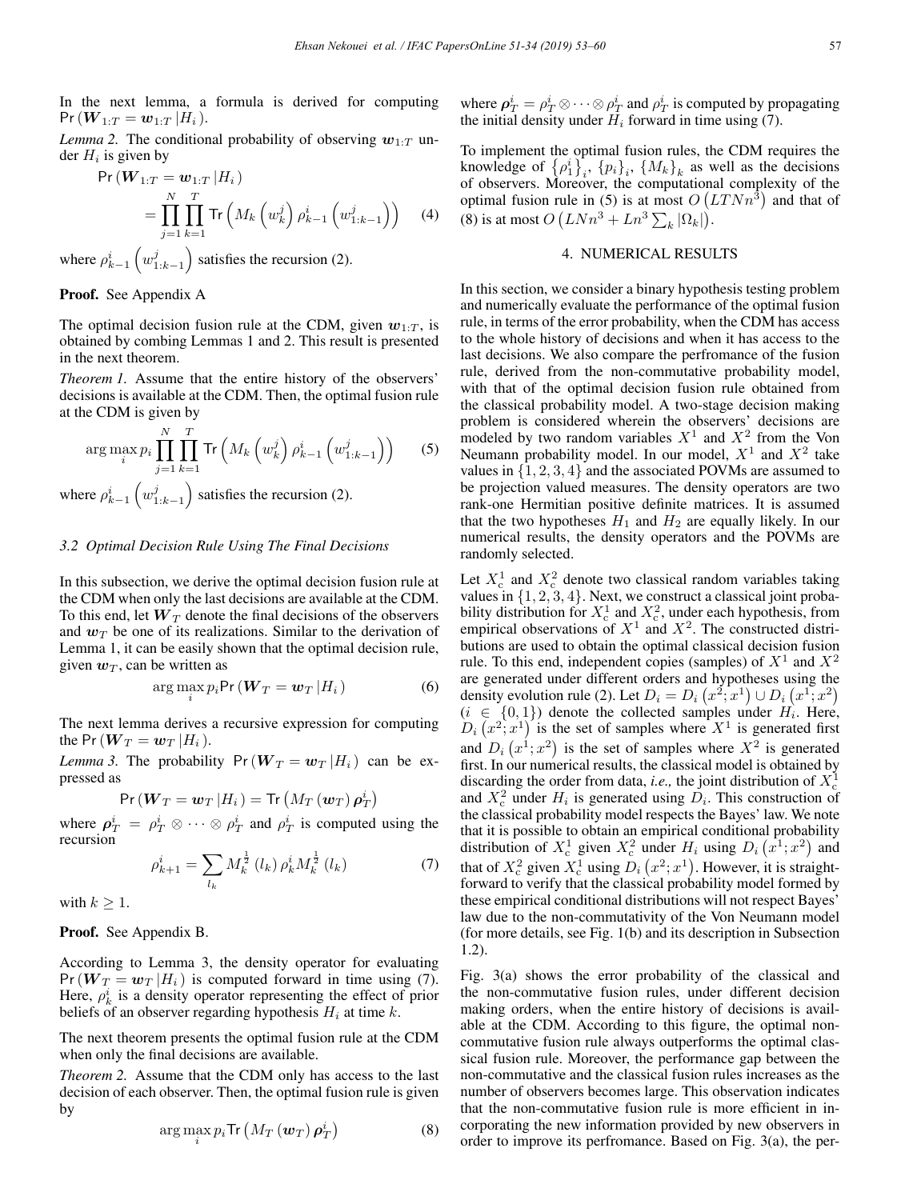In the next lemma, a formula is derived for computing $\Pr(\boldsymbol{W}_{1:T} = \boldsymbol{w}_{1:T} | H_i)$.

*Lemma 2.* The conditional probability of observing $\boldsymbol{w}_{1:T}$ under $H_i$ is given by

$$\Pr(\boldsymbol{W}_{1:T} = \boldsymbol{w}_{1:T} | H_i) = \prod_{j=1}^{N} \prod_{k=1}^{T} \mathsf{Tr}\left(M_k\left(w_k^j\right) \rho_{k-1}^i \left(w_{1:k-1}^j\right)\right) \quad (4)$$

where $\rho_{k-1}^i\left(w_{1:k-1}^j\right)$ satisfies the recursion (2).

**Proof.** See Appendix A

The optimal decision fusion rule at the CDM, given $\boldsymbol{w}_{1:T}$, is obtained by combing Lemmas 1 and 2. This result is presented in the next theorem.

*Theorem 1.* Assume that the entire history of the observers' decisions is available at the CDM. Then, the optimal fusion rule at the CDM is given by

$$\arg\max_i p_i \prod_{j=1}^{N} \prod_{k=1}^{T} \mathsf{Tr}\left(M_k\left(w_k^j\right) \rho_{k-1}^i \left(w_{1:k-1}^j\right)\right) \quad (5)$$

where $\rho_{k-1}^i\left(w_{1:k-1}^j\right)$ satisfies the recursion (2).

### *3.2 Optimal Decision Rule Using The Final Decisions*

In this subsection, we derive the optimal decision fusion rule at the CDM when only the last decisions are available at the CDM. To this end, let $\boldsymbol{W}_T$ denote the final decisions of the observers and $\boldsymbol{w}_T$ be one of its realizations. Similar to the derivation of Lemma 1, it can be easily shown that the optimal decision rule, given $\boldsymbol{w}_T$, can be written as

$$\arg\max_i p_i \Pr(\boldsymbol{W}_T = \boldsymbol{w}_T | H_i) \quad (6)$$

The next lemma derives a recursive expression for computing the $\Pr(\boldsymbol{W}_T = \boldsymbol{w}_T | H_i)$.

*Lemma 3.* The probability $\Pr(\boldsymbol{W}_T = \boldsymbol{w}_T | H_i)$ can be expressed as

$$\Pr(\boldsymbol{W}_T = \boldsymbol{w}_T | H_i) = \mathsf{Tr}\left(M_T(\boldsymbol{w}_T) \boldsymbol{\rho}_T^i\right)$$

where $\boldsymbol{\rho}_T^i = \rho_T^i \otimes \cdots \otimes \rho_T^i$ and $\rho_T^i$ is computed using the recursion

$$\rho_{k+1}^i = \sum_{l_k} M_k^{\frac{1}{2}}(l_k) \rho_k^i M_k^{\frac{1}{2}}(l_k) \quad (7)$$

with $k \geq 1$.

**Proof.** See Appendix B.

According to Lemma 3, the density operator for evaluating $\Pr(\boldsymbol{W}_T = \boldsymbol{w}_T | H_i)$ is computed forward in time using (7). Here, $\rho_k^i$ is a density operator representing the effect of prior beliefs of an observer regarding hypothesis $H_i$ at time $k$.

The next theorem presents the optimal fusion rule at the CDM when only the final decisions are available.

*Theorem 2.* Assume that the CDM only has access to the last decision of each observer. Then, the optimal fusion rule is given by

$$\arg\max_i p_i \mathsf{Tr}\left(M_T(\boldsymbol{w}_T) \boldsymbol{\rho}_T^i\right) \quad (8)$$

where $\boldsymbol{\rho}_T^i = \rho_T^i \otimes \cdots \otimes \rho_T^i$ and $\rho_T^i$ is computed by propagating the initial density under $H_i$ forward in time using (7).

To implement the optimal fusion rules, the CDM requires the knowledge of $\left\{\rho_1^i\right\}_i$, $\{p_i\}_i$, $\{M_k\}_k$ as well as the decisions of observers. Moreover, the computational complexity of the optimal fusion rule in (5) is at most $O\left(LTNn^3\right)$ and that of (8) is at most $O\left(LNn^3 + Ln^3 \sum_k |\Omega_k|\right)$.

## 4. NUMERICAL RESULTS

In this section, we consider a binary hypothesis testing problem and numerically evaluate the performance of the optimal fusion rule, in terms of the error probability, when the CDM has access to the whole history of decisions and when it has access to the last decisions. We also compare the perfromance of the fusion rule, derived from the non-commutative probability model, with that of the optimal decision fusion rule obtained from the classical probability model. A two-stage decision making problem is considered wherein the observers' decisions are modeled by two random variables $X^1$ and $X^2$ from the Von Neumann probability model. In our model, $X^1$ and $X^2$ take values in $\{1, 2, 3, 4\}$ and the associated POVMs are assumed to be projection valued measures. The density operators are two rank-one Hermitian positive definite matrices. It is assumed that the two hypotheses $H_1$ and $H_2$ are equally likely. In our numerical results, the density operators and the POVMs are randomly selected.

Let $X_c^1$ and $X_c^2$ denote two classical random variables taking values in $\{1, 2, 3, 4\}$. Next, we construct a classical joint probability distribution for $X_c^1$ and $X_c^2$, under each hypothesis, from empirical observations of $X^1$ and $X^2$. The constructed distributions are used to obtain the optimal classical decision fusion rule. To this end, independent copies (samples) of $X^1$ and $X^2$ are generated under different orders and hypotheses using the density evolution rule (2). Let $D_i = D_i\left(x^2; x^1\right) \cup D_i\left(x^1; x^2\right)$ ($i \in \{0, 1\}$) denote the collected samples under $H_i$. Here, $D_i\left(x^2; x^1\right)$ is the set of samples where $X^1$ is generated first and $D_i\left(x^1; x^2\right)$ is the set of samples where $X^2$ is generated first. In our numerical results, the classical model is obtained by discarding the order from data, *i.e.,* the joint distribution of $X_c^1$ and $X_c^2$ under $H_i$ is generated using $D_i$. This construction of the classical probability model respects the Bayes' law. We note that it is possible to obtain an empirical conditional probability distribution of $X_c^1$ given $X_c^2$ under $H_i$ using $D_i\left(x^1; x^2\right)$ and that of $X_c^2$ given $X_c^1$ using $D_i\left(x^2; x^1\right)$. However, it is straightforward to verify that the classical probability model formed by these empirical conditional distributions will not respect Bayes' law due to the non-commutativity of the Von Neumann model (for more details, see Fig. 1(b) and its description in Subsection 1.2).

Fig. 3(a) shows the error probability of the classical and the non-commutative fusion rules, under different decision making orders, when the entire history of decisions is available at the CDM. According to this figure, the optimal non-commutative fusion rule always outperforms the optimal classical fusion rule. Moreover, the performance gap between the non-commutative and the classical fusion rules increases as the number of observers becomes large. This observation indicates that the non-commutative fusion rule is more efficient in incorporating the new information provided by new observers in order to improve its perfromance. Based on Fig. 3(a), the per-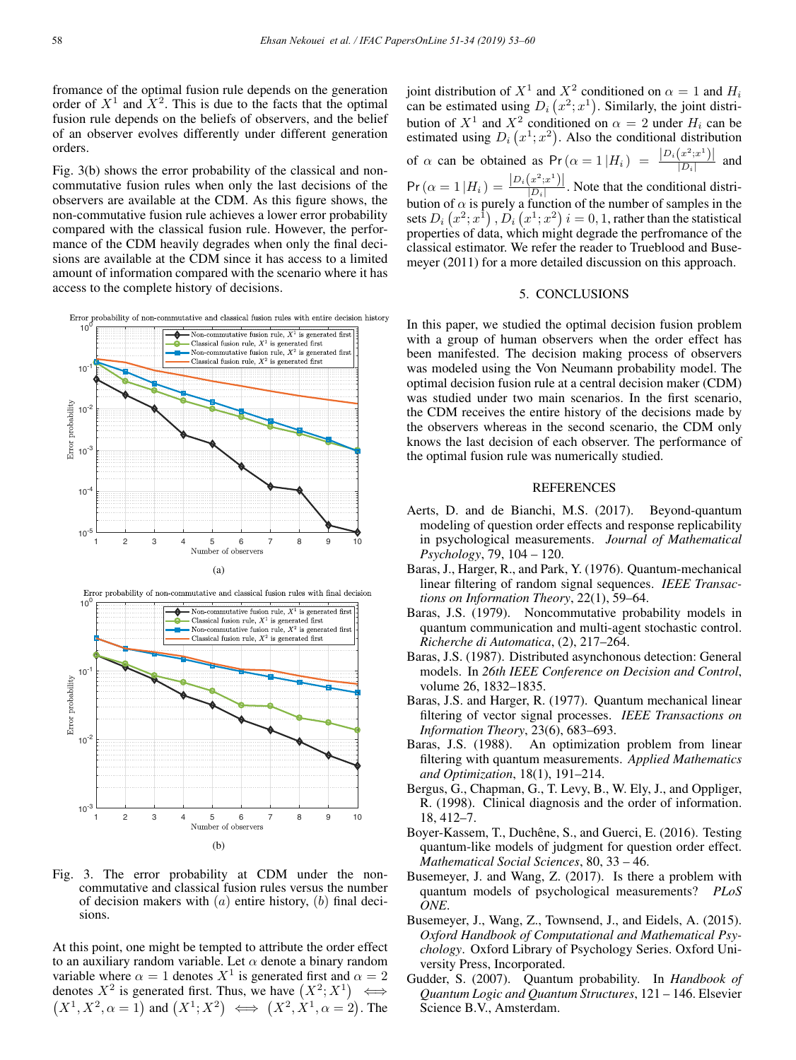fromance of the optimal fusion rule depends on the generation order of $X^1$ and $X^2$. This is due to the facts that the optimal fusion rule depends on the beliefs of observers, and the belief of an observer evolves differently under different generation orders.

Fig. 3(b) shows the error probability of the classical and non-commutative fusion rules when only the last decisions of the observers are available at the CDM. As this figure shows, the non-commutative fusion rule achieves a lower error probability compared with the classical fusion rule. However, the performance of the CDM heavily degrades when only the final decisions are available at the CDM since it has access to a limited amount of information compared with the scenario where it has access to the complete history of decisions.

Fig. 3. The error probability at CDM under the non-commutative and classical fusion rules versus the number of decision makers with $(a)$ entire history, $(b)$ final decisions.

At this point, one might be tempted to attribute the order effect to an auxiliary random variable. Let $\alpha$ denote a binary random variable where $\alpha = 1$ denotes $X^1$ is generated first and $\alpha = 2$ denotes $X^2$ is generated first. Thus, we have $\left(X^2; X^1\right) \iff \left(X^1, X^2, \alpha = 1\right)$ and $\left(X^1; X^2\right) \iff \left(X^2, X^1, \alpha = 2\right)$. The joint distribution of $X^1$ and $X^2$ conditioned on $\alpha = 1$ and $H_i$ can be estimated using $D_i\left(x^2; x^1\right)$. Similarly, the joint distribution of $X^1$ and $X^2$ conditioned on $\alpha = 2$ under $H_i$ can be estimated using $D_i\left(x^1; x^2\right)$. Also the conditional distribution of $\alpha$ can be obtained as $\Pr\left(\alpha = 1 \,|H_i\right) = \frac{\left|D_i\left(x^2;x^1\right)\right|}{|D_i|}$ and $\Pr\left(\alpha = 1 \,|H_i\right) = \frac{\left|D_i\left(x^2;x^1\right)\right|}{|D_i|}$. Note that the conditional distribution of $\alpha$ is purely a function of the number of samples in the sets $D_i\left(x^2; x^1\right), D_i\left(x^1; x^2\right)$ $i = 0, 1$, rather than the statistical properties of data, which might degrade the perfromance of the classical estimator. We refer the reader to Trueblood and Busemeyer (2011) for a more detailed discussion on this approach.

## 5. CONCLUSIONS

In this paper, we studied the optimal decision fusion problem with a group of human observers when the order effect has been manifested. The decision making process of observers was modeled using the Von Neumann probability model. The optimal decision fusion rule at a central decision maker (CDM) was studied under two main scenarios. In the first scenario, the CDM receives the entire history of the decisions made by the observers whereas in the second scenario, the CDM only knows the last decision of each observer. The performance of the optimal fusion rule was numerically studied.

## REFERENCES

Aerts, D. and de Bianchi, M.S. (2017). Beyond-quantum modeling of question order effects and response replicability in psychological measurements. *Journal of Mathematical Psychology*, 79, 104 – 120.

Baras, J., Harger, R., and Park, Y. (1976). Quantum-mechanical linear filtering of random signal sequences. *IEEE Transactions on Information Theory*, 22(1), 59–64.

Baras, J.S. (1979). Noncommutative probability models in quantum communication and multi-agent stochastic control. *Richerche di Automatica*, (2), 217–264.

Baras, J.S. (1987). Distributed asynchonous detection: General models. In *26th IEEE Conference on Decision and Control*, volume 26, 1832–1835.

Baras, J.S. and Harger, R. (1977). Quantum mechanical linear filtering of vector signal processes. *IEEE Transactions on Information Theory*, 23(6), 683–693.

Baras, J.S. (1988). An optimization problem from linear filtering with quantum measurements. *Applied Mathematics and Optimization*, 18(1), 191–214.

Bergus, G., Chapman, G., T. Levy, B., W. Ely, J., and Oppliger, R. (1998). Clinical diagnosis and the order of information. 18, 412–7.

Boyer-Kassem, T., Duchêne, S., and Guerci, E. (2016). Testing quantum-like models of judgment for question order effect. *Mathematical Social Sciences*, 80, 33 – 46.

Busemeyer, J. and Wang, Z. (2017). Is there a problem with quantum models of psychological measurements? *PLoS ONE*.

Busemeyer, J., Wang, Z., Townsend, J., and Eidels, A. (2015). *Oxford Handbook of Computational and Mathematical Psychology*. Oxford Library of Psychology Series. Oxford University Press, Incorporated.

Gudder, S. (2007). Quantum probability. In *Handbook of Quantum Logic and Quantum Structures*, 121 – 146. Elsevier Science B.V., Amsterdam.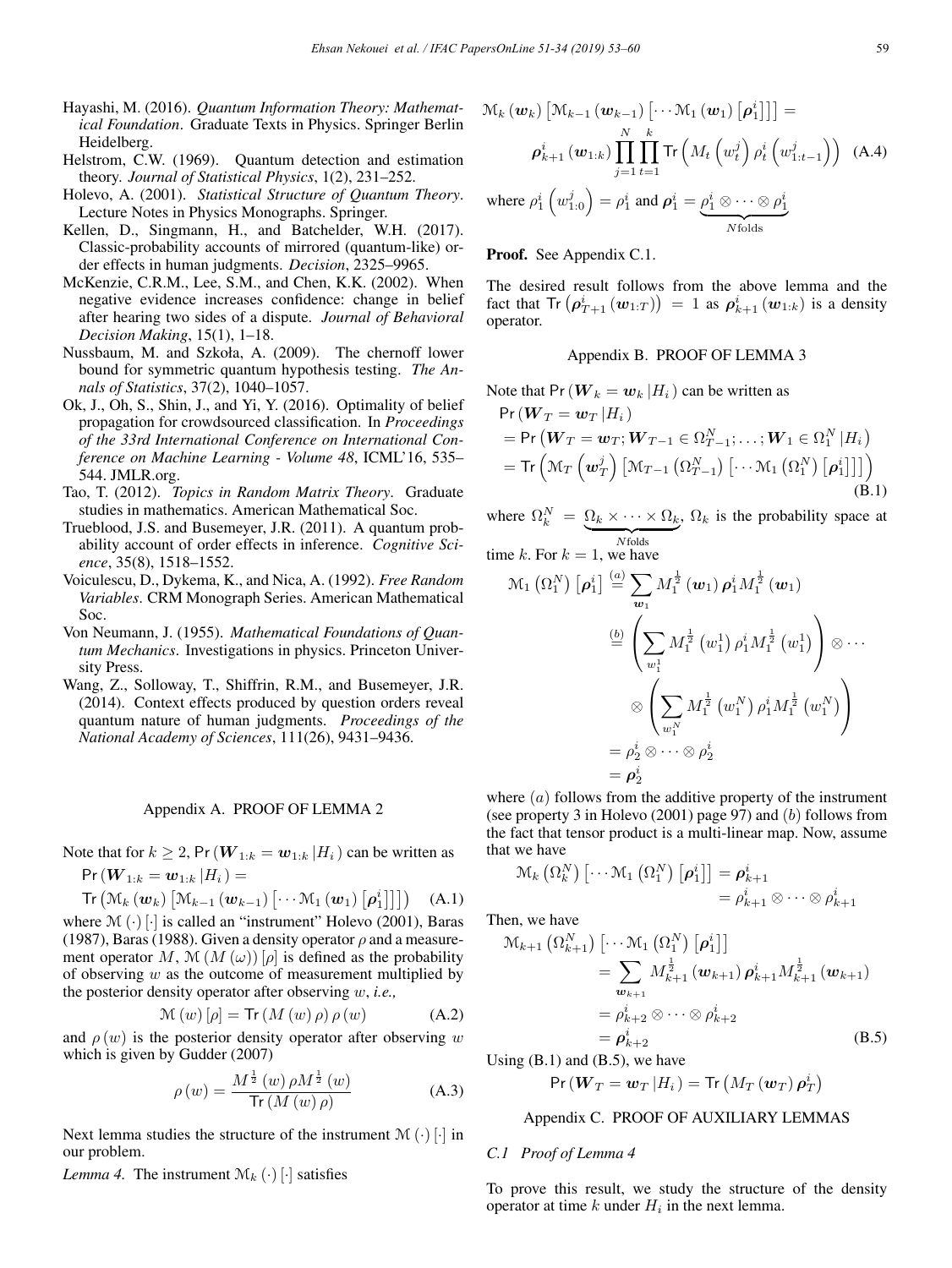Hayashi, M. (2016). *Quantum Information Theory: Mathematical Foundation*. Graduate Texts in Physics. Springer Berlin Heidelberg.

Helstrom, C.W. (1969). Quantum detection and estimation theory. *Journal of Statistical Physics*, 1(2), 231–252.

Holevo, A. (2001). *Statistical Structure of Quantum Theory*. Lecture Notes in Physics Monographs. Springer.

Kellen, D., Singmann, H., and Batchelder, W.H. (2017). Classic-probability accounts of mirrored (quantum-like) order effects in human judgments. *Decision*, 2325–9965.

McKenzie, C.R.M., Lee, S.M., and Chen, K.K. (2002). When negative evidence increases confidence: change in belief after hearing two sides of a dispute. *Journal of Behavioral Decision Making*, 15(1), 1–18.

Nussbaum, M. and Szkoła, A. (2009). The chernoff lower bound for symmetric quantum hypothesis testing. *The Annals of Statistics*, 37(2), 1040–1057.

Ok, J., Oh, S., Shin, J., and Yi, Y. (2016). Optimality of belief propagation for crowdsourced classification. In *Proceedings of the 33rd International Conference on International Conference on Machine Learning - Volume 48*, ICML'16, 535–544. JMLR.org.

Tao, T. (2012). *Topics in Random Matrix Theory*. Graduate studies in mathematics. American Mathematical Soc.

Trueblood, J.S. and Busemeyer, J.R. (2011). A quantum probability account of order effects in inference. *Cognitive Science*, 35(8), 1518–1552.

Voiculescu, D., Dykema, K., and Nica, A. (1992). *Free Random Variables*. CRM Monograph Series. American Mathematical Soc.

Von Neumann, J. (1955). *Mathematical Foundations of Quantum Mechanics*. Investigations in physics. Princeton University Press.

Wang, Z., Solloway, T., Shiffrin, R.M., and Busemeyer, J.R. (2014). Context effects produced by question orders reveal quantum nature of human judgments. *Proceedings of the National Academy of Sciences*, 111(26), 9431–9436.

## Appendix A. PROOF OF LEMMA 2

Note that for $k \geq 2$, $\mathsf{Pr}\left(\boldsymbol{W}_{1:k} = \boldsymbol{w}_{1:k} \,|H_i\right)$ can be written as

$$\mathsf{Pr}\left(\boldsymbol{W}_{1:k} = \boldsymbol{w}_{1:k} \,|H_i\right) =$$
$$\mathsf{Tr}\left(\mathcal{M}_k\left(\boldsymbol{w}_k\right)\left[\mathcal{M}_{k-1}\left(\boldsymbol{w}_{k-1}\right)\left[\cdots \mathcal{M}_1\left(\boldsymbol{w}_1\right)\left[\boldsymbol{\rho}_1^i\right]\right]\right]\right) \quad \text{(A.1)}$$

where $\mathcal{M}\left(\cdot\right)\left[\cdot\right]$ is called an "instrument" Holevo (2001), Baras (1987), Baras (1988). Given a density operator $\rho$ and a measurement operator $M$, $\mathcal{M}\left(M\left(\omega\right)\right)\left[\rho\right]$ is defined as the probability of observing $w$ as the outcome of measurement multiplied by the posterior density operator after observing $w$, *i.e.,*

$$\mathcal{M}\left(w\right)\left[\rho\right] = \mathsf{Tr}\left(M\left(w\right)\rho\right)\rho\left(w\right) \quad \text{(A.2)}$$

and $\rho\left(w\right)$ is the posterior density operator after observing $w$ which is given by Gudder (2007)

$$\rho\left(w\right) = \frac{M^{\frac{1}{2}}\left(w\right)\rho M^{\frac{1}{2}}\left(w\right)}{\mathsf{Tr}\left(M\left(w\right)\rho\right)} \quad \text{(A.3)}$$

Next lemma studies the structure of the instrument $\mathcal{M}\left(\cdot\right)\left[\cdot\right]$ in our problem.

*Lemma 4.* The instrument $\mathcal{M}_k\left(\cdot\right)\left[\cdot\right]$ satisfies

$$\mathcal{M}_k\left(\boldsymbol{w}_k\right)\left[\mathcal{M}_{k-1}\left(\boldsymbol{w}_{k-1}\right)\left[\cdots \mathcal{M}_1\left(\boldsymbol{w}_1\right)\left[\boldsymbol{\rho}_1^i\right]\right]\right] =$$
$$\boldsymbol{\rho}_{k+1}^i\left(\boldsymbol{w}_{1:k}\right)\prod_{j=1}^{N}\prod_{t=1}^{k}\mathsf{Tr}\left(M_t\left(w_t^j\right)\rho_t^i\left(w_{1:t-1}^j\right)\right) \quad \text{(A.4)}$$

where $\rho_1^i\left(w_{1:0}^j\right) = \rho_1^i$ and $\boldsymbol{\rho}_1^i = \underbrace{\rho_1^i \otimes \cdots \otimes \rho_1^i}_{N\text{folds}}$

**Proof.** See Appendix C.1.

The desired result follows from the above lemma and the fact that $\mathsf{Tr}\left(\boldsymbol{\rho}_{T+1}^i\left(\boldsymbol{w}_{1:T}\right)\right) = 1$ as $\boldsymbol{\rho}_{k+1}^i\left(\boldsymbol{w}_{1:k}\right)$ is a density operator.

## Appendix B. PROOF OF LEMMA 3

Note that $\mathsf{Pr}\left(\boldsymbol{W}_k = \boldsymbol{w}_k \,|H_i\right)$ can be written as

$$\begin{aligned}
&\mathsf{Pr}\left(\boldsymbol{W}_T = \boldsymbol{w}_T \,|H_i\right) \\
&= \mathsf{Pr}\left(\boldsymbol{W}_T = \boldsymbol{w}_T; \boldsymbol{W}_{T-1} \in \Omega_{T-1}^N; \ldots; \boldsymbol{W}_1 \in \Omega_1^N \,|H_i\right) \\
&= \mathsf{Tr}\left(\mathcal{M}_T\left(\boldsymbol{w}_T^j\right)\left[\mathcal{M}_{T-1}\left(\Omega_{T-1}^N\right)\left[\cdots \mathcal{M}_1\left(\Omega_1^N\right)\left[\boldsymbol{\rho}_1^i\right]\right]\right]\right)
\end{aligned} \quad \text{(B.1)}$$

where $\Omega_k^N = \underbrace{\Omega_k \times \cdots \times \Omega_k}_{N\text{folds}}$, $\Omega_k$ is the probability space at time $k$. For $k = 1$, we have

$$\begin{aligned}
\mathcal{M}_1\left(\Omega_1^N\right)\left[\boldsymbol{\rho}_1^i\right] &\overset{(a)}{=} \sum_{\boldsymbol{w}_1} M_1^{\frac{1}{2}}\left(\boldsymbol{w}_1\right)\boldsymbol{\rho}_1^i M_1^{\frac{1}{2}}\left(\boldsymbol{w}_1\right) \\
&\overset{(b)}{=} \left(\sum_{w_1^1} M_1^{\frac{1}{2}}\left(w_1^1\right)\rho_1^i M_1^{\frac{1}{2}}\left(w_1^1\right)\right) \otimes \cdots \\
&\qquad \otimes \left(\sum_{w_1^N} M_1^{\frac{1}{2}}\left(w_1^N\right)\rho_1^i M_1^{\frac{1}{2}}\left(w_1^N\right)\right) \\
&= \rho_2^i \otimes \cdots \otimes \rho_2^i \\
&= \boldsymbol{\rho}_2^i
\end{aligned}$$

where $(a)$ follows from the additive property of the instrument (see property 3 in Holevo (2001) page 97) and $(b)$ follows from the fact that tensor product is a multi-linear map. Now, assume that we have

$$\begin{aligned}
\mathcal{M}_k\left(\Omega_k^N\right)\left[\cdots \mathcal{M}_1\left(\Omega_1^N\right)\left[\boldsymbol{\rho}_1^i\right]\right] &= \boldsymbol{\rho}_{k+1}^i \\
&= \rho_{k+1}^i \otimes \cdots \otimes \rho_{k+1}^i
\end{aligned}$$

Then, we have

$$\begin{aligned}
&\mathcal{M}_{k+1}\left(\Omega_{k+1}^N\right)\left[\cdots \mathcal{M}_1\left(\Omega_1^N\right)\left[\boldsymbol{\rho}_1^i\right]\right] \\
&\qquad = \sum_{\boldsymbol{w}_{k+1}} M_{k+1}^{\frac{1}{2}}\left(\boldsymbol{w}_{k+1}\right)\boldsymbol{\rho}_{k+1}^i M_{k+1}^{\frac{1}{2}}\left(\boldsymbol{w}_{k+1}\right) \\
&\qquad = \rho_{k+2}^i \otimes \cdots \otimes \rho_{k+2}^i \\
&\qquad = \boldsymbol{\rho}_{k+2}^i
\end{aligned} \quad \text{(B.5)}$$

Using (B.1) and (B.5), we have

$$\mathsf{Pr}\left(\boldsymbol{W}_T = \boldsymbol{w}_T \,|H_i\right) = \mathsf{Tr}\left(M_T\left(\boldsymbol{w}_T\right)\boldsymbol{\rho}_T^i\right)$$

## Appendix C. PROOF OF AUXILIARY LEMMAS

### C.1 Proof of Lemma 4

To prove this result, we study the structure of the density operator at time $k$ under $H_i$ in the next lemma.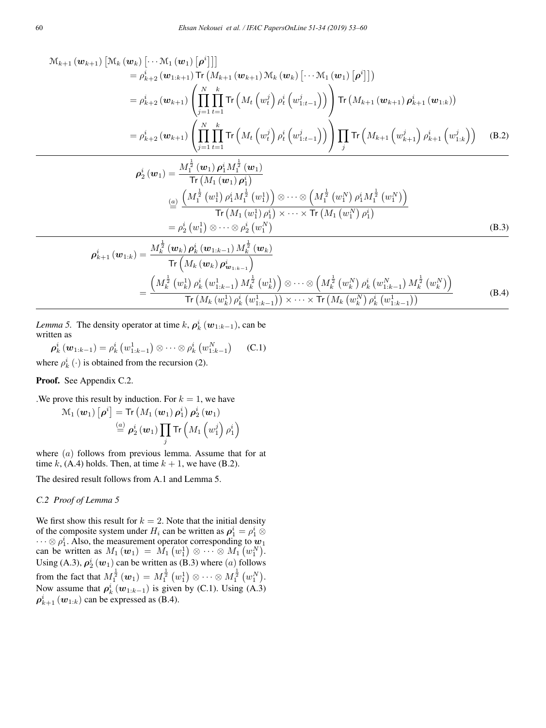$$
\begin{aligned}
\mathcal{M}_{k+1}\left(\boldsymbol{w}_{k+1}\right)\left[\mathcal{M}_k\left(\boldsymbol{w}_k\right)\left[\cdots\mathcal{M}_1\left(\boldsymbol{w}_1\right)\left[\boldsymbol{\rho}^i\right]\right]\right] &= \rho_{k+2}^i\left(\boldsymbol{w}_{1:k+1}\right)\mathsf{Tr}\left(M_{k+1}\left(\boldsymbol{w}_{k+1}\right)\mathcal{M}_k\left(\boldsymbol{w}_k\right)\left[\cdots\mathcal{M}_1\left(\boldsymbol{w}_1\right)\left[\boldsymbol{\rho}^i\right]\right]\right)\\
&= \rho_{k+2}^i\left(\boldsymbol{w}_{k+1}\right)\left(\prod_{j=1}^{N}\prod_{t=1}^{k}\mathsf{Tr}\left(M_t\left(w_t^j\right)\rho_t^i\left(w_{1:t-1}^j\right)\right)\right)\mathsf{Tr}\left(M_{k+1}\left(\boldsymbol{w}_{k+1}\right)\boldsymbol{\rho}_{k+1}^i\left(\boldsymbol{w}_{1:k}\right)\right)\\
&= \rho_{k+2}^i\left(\boldsymbol{w}_{k+1}\right)\left(\prod_{j=1}^{N}\prod_{t=1}^{k}\mathsf{Tr}\left(M_t\left(w_t^j\right)\rho_t^i\left(w_{1:t-1}^j\right)\right)\right)\prod_{j}\mathsf{Tr}\left(M_{k+1}\left(w_{k+1}^j\right)\rho_{k+1}^i\left(w_{1:k}^j\right)\right) \qquad \text{(B.2)}
\end{aligned}
$$

$$
\begin{aligned}
\boldsymbol{\rho}_2^i\left(\boldsymbol{w}_1\right) &= \frac{M_1^{\frac{1}{2}}\left(\boldsymbol{w}_1\right)\boldsymbol{\rho}_1^i M_1^{\frac{1}{2}}\left(\boldsymbol{w}_1\right)}{\mathsf{Tr}\left(M_1\left(\boldsymbol{w}_1\right)\boldsymbol{\rho}_1^i\right)}\\
&\overset{(a)}{=} \frac{\left(M_1^{\frac{1}{2}}\left(w_1^1\right)\rho_1^i M_1^{\frac{1}{2}}\left(w_1^1\right)\right)\otimes\cdots\otimes\left(M_1^{\frac{1}{2}}\left(w_1^N\right)\rho_1^i M_1^{\frac{1}{2}}\left(w_1^N\right)\right)}{\mathsf{Tr}\left(M_1\left(w_1^1\right)\rho_1^i\right)\times\cdots\times\mathsf{Tr}\left(M_1\left(w_1^N\right)\rho_1^i\right)}\\
&= \rho_2^i\left(w_1^1\right)\otimes\cdots\otimes\rho_2^i\left(w_1^N\right) \qquad \text{(B.3)}
\end{aligned}
$$

$$
\begin{aligned}
\boldsymbol{\rho}_{k+1}^i\left(\boldsymbol{w}_{1:k}\right) &= \frac{M_k^{\frac{1}{2}}\left(\boldsymbol{w}_k\right)\boldsymbol{\rho}_k^i\left(\boldsymbol{w}_{1:k-1}\right)M_k^{\frac{1}{2}}\left(\boldsymbol{w}_k\right)}{\mathsf{Tr}\left(M_k\left(\boldsymbol{w}_k\right)\boldsymbol{\rho}_{\boldsymbol{w}_{1:k-1}}^i\right)}\\
&= \frac{\left(M_k^{\frac{1}{2}}\left(w_k^1\right)\rho_k^i\left(w_{1:k-1}^1\right)M_k^{\frac{1}{2}}\left(w_k^1\right)\right)\otimes\cdots\otimes\left(M_k^{\frac{1}{2}}\left(w_k^N\right)\rho_k^i\left(w_{1:k-1}^N\right)M_k^{\frac{1}{2}}\left(w_k^N\right)\right)}{\mathsf{Tr}\left(M_k\left(w_k^1\right)\rho_k^i\left(w_{1:k-1}^1\right)\right)\times\cdots\times\mathsf{Tr}\left(M_k\left(w_k^N\right)\rho_k^i\left(w_{1:k-1}^1\right)\right)} \qquad \text{(B.4)}
\end{aligned}
$$

*Lemma 5.* The density operator at time $k$, $\boldsymbol{\rho}_k^i\left(\boldsymbol{w}_{1:k-1}\right)$, can be written as

$$\boldsymbol{\rho}_k^i\left(\boldsymbol{w}_{1:k-1}\right) = \rho_k^i\left(w_{1:k-1}^1\right)\otimes\cdots\otimes\rho_k^i\left(w_{1:k-1}^N\right) \qquad \text{(C.1)}$$

where $\rho_k^i\left(\cdot\right)$ is obtained from the recursion (2).

**Proof.** See Appendix C.2.

.We prove this result by induction. For $k = 1$, we have

$$
\begin{aligned}
\mathcal{M}_1\left(\boldsymbol{w}_1\right)\left[\boldsymbol{\rho}^i\right] &= \mathsf{Tr}\left(M_1\left(\boldsymbol{w}_1\right)\boldsymbol{\rho}_1^i\right)\boldsymbol{\rho}_2^i\left(\boldsymbol{w}_1\right)\\
&\overset{(a)}{=} \boldsymbol{\rho}_2^i\left(\boldsymbol{w}_1\right)\prod_j\mathsf{Tr}\left(M_1\left(w_1^j\right)\rho_1^i\right)
\end{aligned}
$$

where $(a)$ follows from previous lemma. Assume that for at time $k$, (A.4) holds. Then, at time $k+1$, we have (B.2).

The desired result follows from A.1 and Lemma 5.

### C.2 Proof of Lemma 5

We first show this result for $k = 2$. Note that the initial density of the composite system under $H_i$ can be written as $\boldsymbol{\rho}_1^i = \rho_1^i\otimes\cdots\otimes\rho_1^i$. Also, the measurement operator corresponding to $\boldsymbol{w}_1$ can be written as $M_1\left(\boldsymbol{w}_1\right) = M_1\left(w_1^1\right)\otimes\cdots\otimes M_1\left(w_1^N\right)$. Using (A.3), $\boldsymbol{\rho}_2^i\left(\boldsymbol{w}_1\right)$ can be written as (B.3) where $(a)$ follows from the fact that $M_1^{\frac{1}{2}}\left(\boldsymbol{w}_1\right) = M_1^{\frac{1}{2}}\left(w_1^1\right)\otimes\cdots\otimes M_1^{\frac{1}{2}}\left(w_1^N\right)$. Now assume that $\boldsymbol{\rho}_k^i\left(\boldsymbol{w}_{1:k-1}\right)$ is given by (C.1). Using (A.3) $\boldsymbol{\rho}_{k+1}^i\left(\boldsymbol{w}_{1:k}\right)$ can be expressed as (B.4).